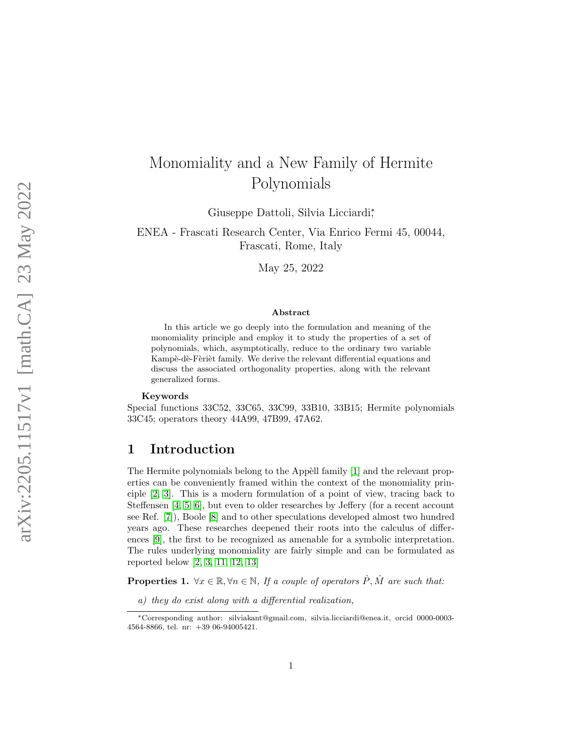# Monomiality and a New Family of Hermite Polynomials

Giuseppe Dattoli, Silvia Licciardi*

ENEA - Frascati Research Center, Via Enrico Fermi 45, 00044, Frascati, Rome, Italy

May 25, 2022

### Abstract

In this article we go deeply into the formulation and meaning of the monomiality principle and employ it to study the properties of a set of polynomials, which, asymptotically, reduce to the ordinary two variable Kampè-dè-Fèrièt family. We derive the relevant differential equations and discuss the associated orthogonality properties, along with the relevant generalized forms.

**Keywords**

Special functions 33C52, 33C65, 33C99, 33B10, 33B15; Hermite polynomials 33C45; operators theory 44A99, 47B99, 47A62.

## 1 Introduction

The Hermite polynomials belong to the Appèll family [1] and the relevant properties can be conveniently framed within the context of the monomiality principle [2, 3]. This is a modern formulation of a point of view, tracing back to Steffensen [4, 5, 6], but even to older researches by Jeffery (for a recent account see Ref. [7]), Boole [8] and to other speculations developed almost two hundred years ago. These researches deepened their roots into the calculus of differences [9], the first to be recognized as amenable for a symbolic interpretation. The rules underlying monomiality are fairly simple and can be formulated as reported below [2, 3, 11, 12, 13]

**Properties 1.** *$\forall x \in \mathbb{R}, \forall n \in \mathbb{N}$, If a couple of operators $\hat{P}, \hat{M}$ are such that:*

*a) they do exist along with a differential realization,*

*Corresponding author: silviakant@gmail.com, silvia.licciardi@enea.it, orcid 0000-0003-4564-8866, tel. nr: +39 06-94005421.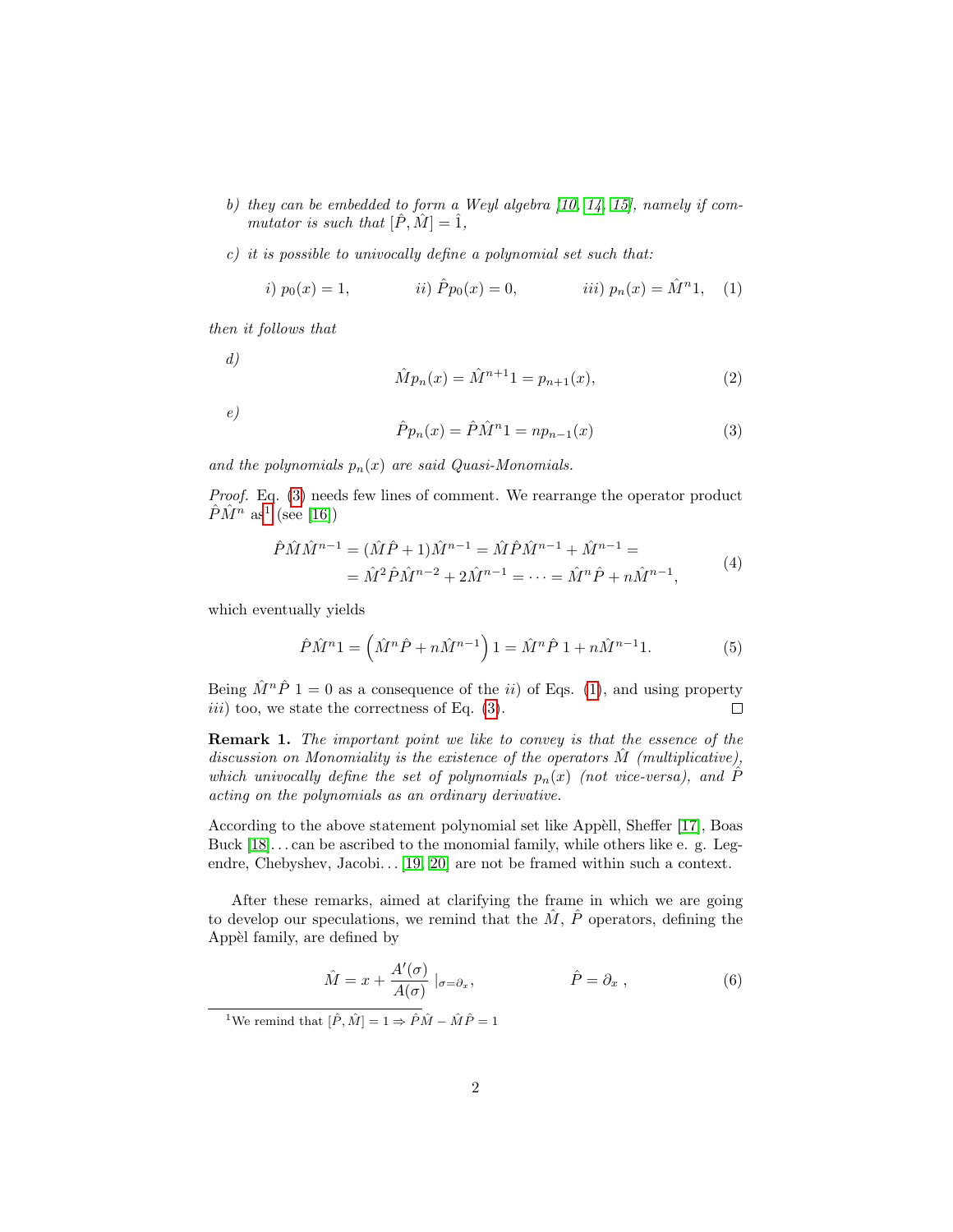*b) they can be embedded to form a Weyl algebra [10, 14, 15], namely if commutator is such that $[\hat{P},\hat{M}] = \hat{1}$,*

*c) it is possible to univocally define a polynomial set such that:*

$$i)\ p_0(x) = 1, \qquad ii)\ \hat{P}p_0(x) = 0, \qquad iii)\ p_n(x) = \hat{M}^n 1, \tag{1}$$

*then it follows that*

*d)*

$$\hat{M}p_n(x) = \hat{M}^{n+1}1 = p_{n+1}(x), \tag{2}$$

*e)*

$$\hat{P}p_n(x) = \hat{P}\hat{M}^n 1 = np_{n-1}(x) \tag{3}$$

*and the polynomials $p_n(x)$ are said Quasi-Monomials.*

*Proof.* Eq. (3) needs few lines of comment. We rearrange the operator product $\hat{P}\hat{M}^n$ as[1] (see [16])

$$\begin{aligned}\hat{P}\hat{M}\hat{M}^{n-1} &= (\hat{M}\hat{P}+1)\hat{M}^{n-1} = \hat{M}\hat{P}\hat{M}^{n-1} + \hat{M}^{n-1} = \\ &= \hat{M}^2\hat{P}\hat{M}^{n-2} + 2\hat{M}^{n-1} = \cdots = \hat{M}^n\hat{P} + n\hat{M}^{n-1},\end{aligned} \tag{4}$$

which eventually yields

$$\hat{P}\hat{M}^n 1 = \left(\hat{M}^n\hat{P} + n\hat{M}^{n-1}\right)1 = \hat{M}^n\hat{P}\ 1 + n\hat{M}^{n-1}1. \tag{5}$$

Being $\hat{M}^n\hat{P}\ 1 = 0$ as a consequence of the *ii)* of Eqs. (1), and using property *iii)* too, we state the correctness of Eq. (3). □

**Remark 1.** *The important point we like to convey is that the essence of the discussion on Monomiality is the existence of the operators $\hat{M}$ (multiplicative), which univocally define the set of polynomials $p_n(x)$ (not vice-versa), and $\hat{P}$ acting on the polynomials as an ordinary derivative.*

According to the above statement polynomial set like Appèll, Sheffer [17], Boas Buck [18]... can be ascribed to the monomial family, while others like e. g. Legendre, Chebyshev, Jacobi... [19, 20] are not be framed within such a context.

After these remarks, aimed at clarifying the frame in which we are going to develop our speculations, we remind that the $\hat{M}$, $\hat{P}$ operators, defining the Appèl family, are defined by

$$\hat{M} = x + \frac{A'(\sigma)}{A(\sigma)}\ |_{\sigma=\partial_x}, \qquad \hat{P} = \partial_x\ , \tag{6}$$

[1] We remind that $[\hat{P},\hat{M}] = 1 \Rightarrow \hat{P}\hat{M} - \hat{M}\hat{P} = 1$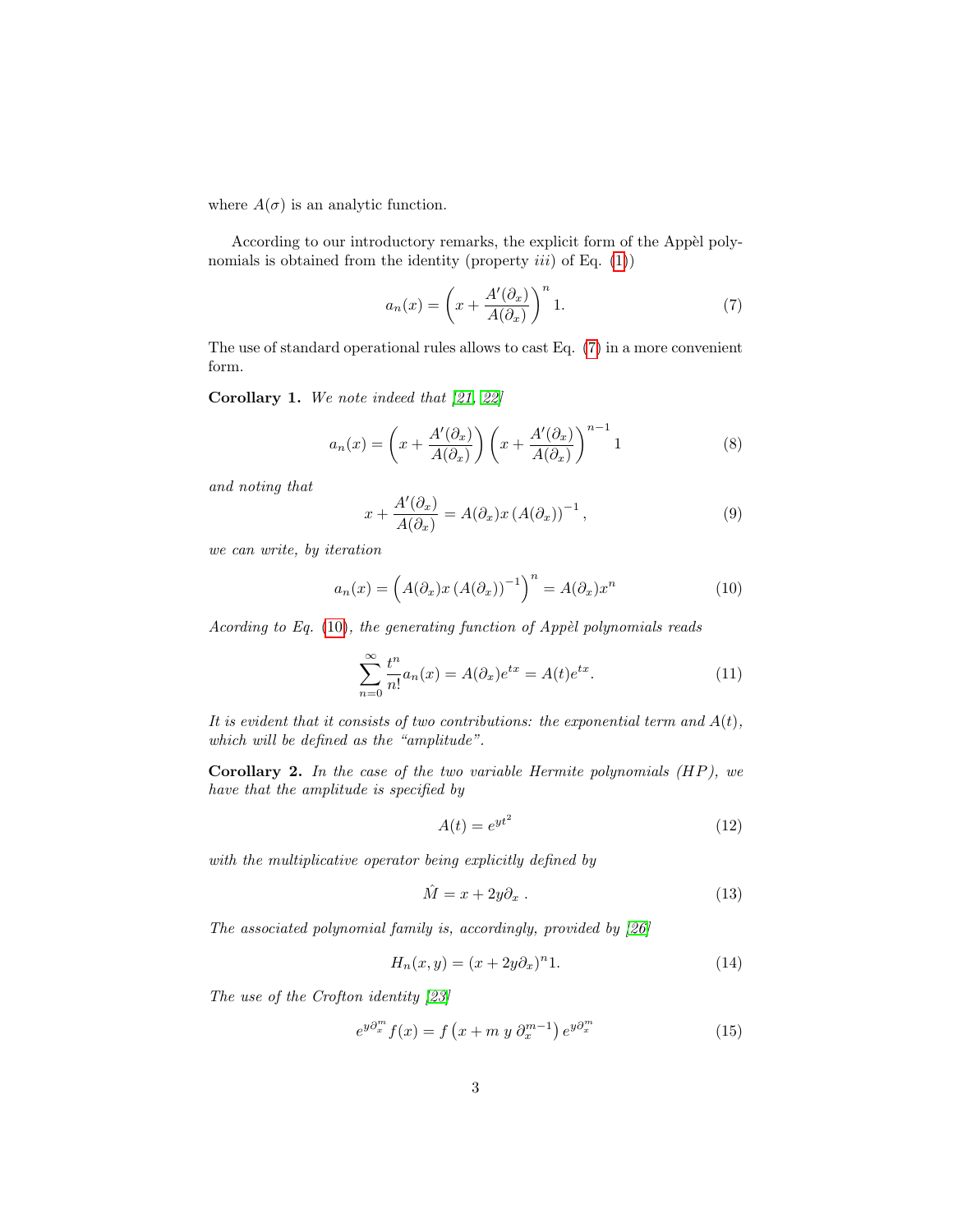where $A(\sigma)$ is an analytic function.

According to our introductory remarks, the explicit form of the Appèl polynomials is obtained from the identity (property *iii*) of Eq. (1))

$$a_n(x) = \left( x + \frac{A'(\partial_x)}{A(\partial_x)} \right)^n 1. \tag{7}$$

The use of standard operational rules allows to cast Eq. (7) in a more convenient form.

**Corollary 1.** *We note indeed that [21, 22]*

$$a_n(x) = \left( x + \frac{A'(\partial_x)}{A(\partial_x)} \right) \left( x + \frac{A'(\partial_x)}{A(\partial_x)} \right)^{n-1} 1 \tag{8}$$

*and noting that*

$$x + \frac{A'(\partial_x)}{A(\partial_x)} = A(\partial_x) x \left( A(\partial_x) \right)^{-1}, \tag{9}$$

*we can write, by iteration*

$$a_n(x) = \left( A(\partial_x) x \left( A(\partial_x) \right)^{-1} \right)^n = A(\partial_x) x^n \tag{10}$$

*Acording to Eq. (10), the generating function of Appèl polynomials reads*

$$\sum_{n=0}^{\infty} \frac{t^n}{n!} a_n(x) = A(\partial_x) e^{tx} = A(t) e^{tx}. \tag{11}$$

*It is evident that it consists of two contributions: the exponential term and $A(t)$, which will be defined as the "amplitude".*

**Corollary 2.** *In the case of the two variable Hermite polynomials (HP), we have that the amplitude is specified by*

$$A(t) = e^{yt^2} \tag{12}$$

*with the multiplicative operator being explicitly defined by*

$$\hat{M} = x + 2y\partial_x \, . \tag{13}$$

*The associated polynomial family is, accordingly, provided by [26]*

$$H_n(x, y) = (x + 2y\partial_x)^n 1. \tag{14}$$

*The use of the Crofton identity [23]*

$$e^{y\partial_x^m} f(x) = f\left( x + m \; y \; \partial_x^{m-1} \right) e^{y\partial_x^m} \tag{15}$$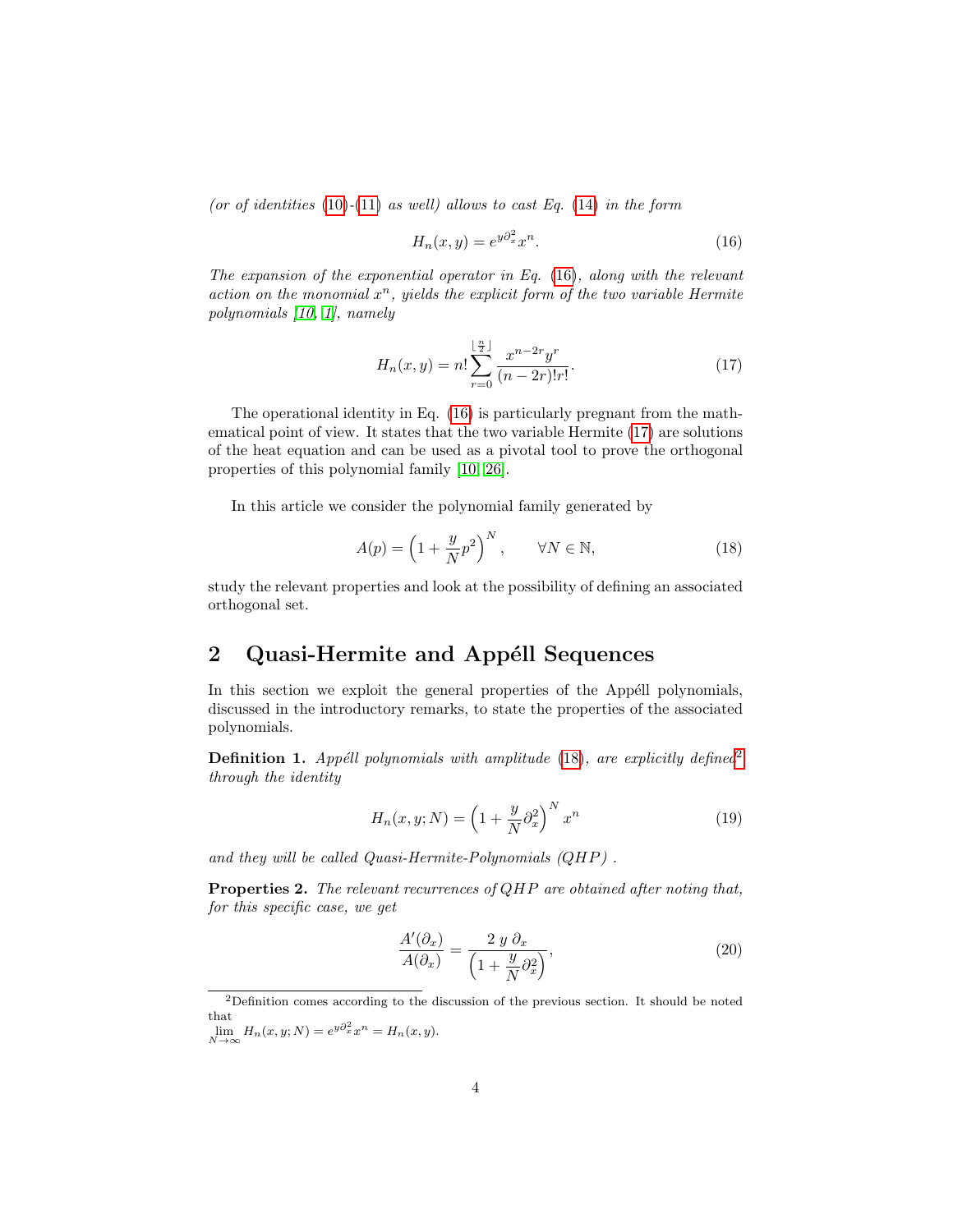*(or of identities (10)-(11) as well) allows to cast Eq. (14) in the form*

$$H_n(x, y) = e^{y\partial_x^2} x^n. \tag{16}$$

*The expansion of the exponential operator in Eq. (16), along with the relevant action on the monomial $x^n$, yields the explicit form of the two variable Hermite polynomials [10, 1], namely*

$$H_n(x, y) = n! \sum_{r=0}^{\lfloor \frac{n}{2} \rfloor} \frac{x^{n-2r} y^r}{(n-2r)! r!}. \tag{17}$$

The operational identity in Eq. (16) is particularly pregnant from the mathematical point of view. It states that the two variable Hermite (17) are solutions of the heat equation and can be used as a pivotal tool to prove the orthogonal properties of this polynomial family [10, 26].

In this article we consider the polynomial family generated by

$$A(p) = \left(1 + \frac{y}{N} p^2\right)^N, \qquad \forall N \in \mathbb{N}, \tag{18}$$

study the relevant properties and look at the possibility of defining an associated orthogonal set.

## 2 Quasi-Hermite and Appéll Sequences

In this section we exploit the general properties of the Appéll polynomials, discussed in the introductory remarks, to state the properties of the associated polynomials.

**Definition 1.** *Appéll polynomials with amplitude (18), are explicitly defined[2] through the identity*

$$H_n(x, y; N) = \left(1 + \frac{y}{N} \partial_x^2\right)^N x^n \tag{19}$$

*and they will be called Quasi-Hermite-Polynomials (QHP) .*

**Properties 2.** *The relevant recurrences of QHP are obtained after noting that, for this specific case, we get*

$$\frac{A'(\partial_x)}{A(\partial_x)} = \frac{2\ y\ \partial_x}{\left(1 + \frac{y}{N} \partial_x^2\right)}, \tag{20}$$

---

[2] Definition comes according to the discussion of the previous section. It should be noted that $\lim_{N \to \infty} H_n(x, y; N) = e^{y\partial_x^2} x^n = H_n(x, y)$.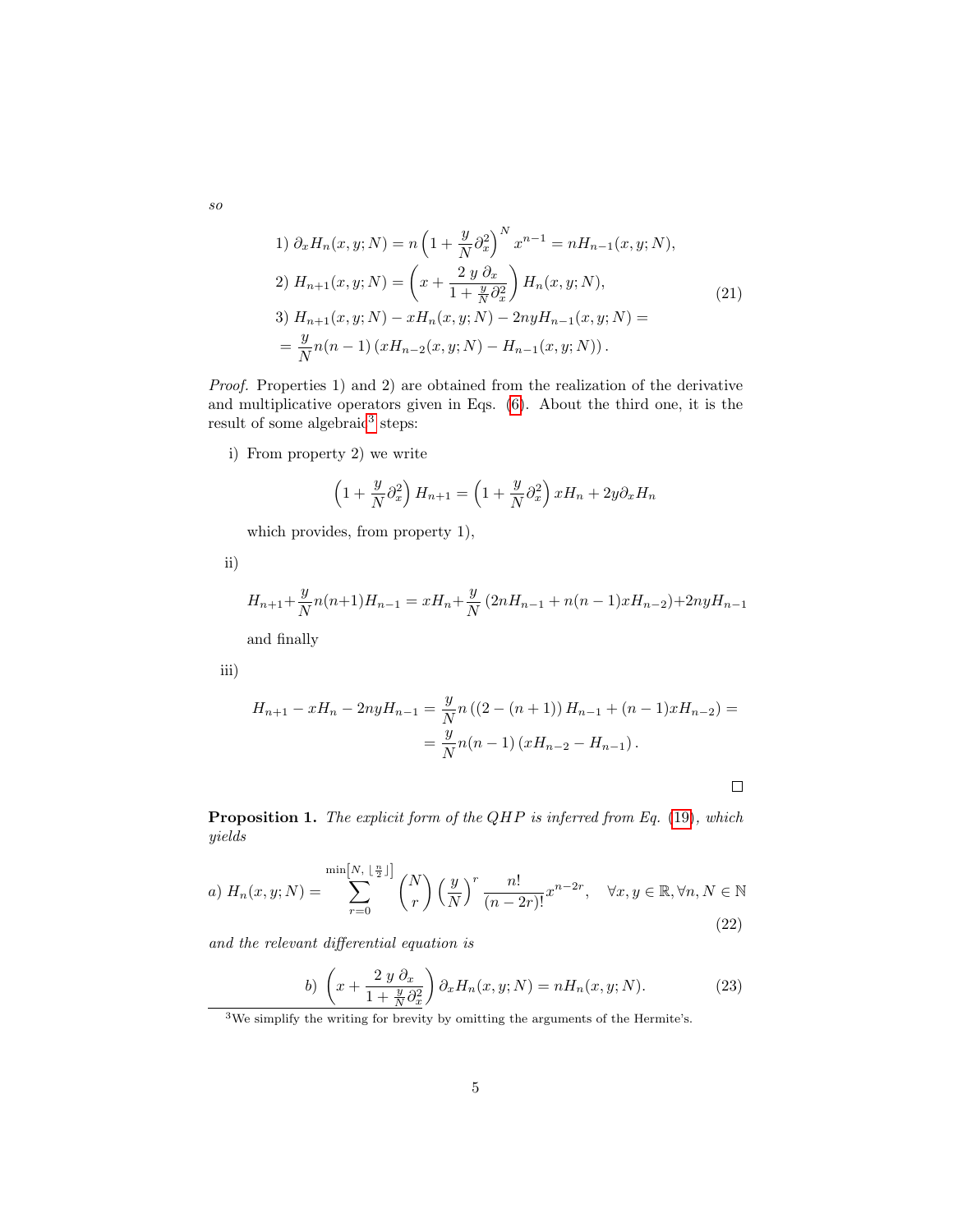*so*

$$
\begin{aligned}
&1)\ \partial_x H_n(x,y;N) = n\left(1+\frac{y}{N}\partial_x^2\right)^N x^{n-1} = nH_{n-1}(x,y;N),\\
&2)\ H_{n+1}(x,y;N) = \left(x + \frac{2\ y\ \partial_x}{1+\frac{y}{N}\partial_x^2}\right) H_n(x,y;N),\\
&3)\ H_{n+1}(x,y;N) - xH_n(x,y;N) - 2nyH_{n-1}(x,y;N) =\\
&= \frac{y}{N} n(n-1)\left(xH_{n-2}(x,y;N) - H_{n-1}(x,y;N)\right).
\end{aligned}
\tag{21}
$$

*Proof.* Properties 1) and 2) are obtained from the realization of the derivative and multiplicative operators given in Eqs. (6). About the third one, it is the result of some algebraic[3] steps:

i) From property 2) we write

$$
\left(1+\frac{y}{N}\partial_x^2\right) H_{n+1} = \left(1+\frac{y}{N}\partial_x^2\right) xH_n + 2y\partial_x H_n
$$

which provides, from property 1),

ii)

$$
H_{n+1} + \frac{y}{N} n(n+1) H_{n-1} = xH_n + \frac{y}{N}\left(2nH_{n-1} + n(n-1)xH_{n-2}\right) + 2nyH_{n-1}
$$

and finally

iii)

$$
\begin{aligned}
H_{n+1} - xH_n - 2nyH_{n-1} &= \frac{y}{N} n\left(\left(2-(n+1)\right)H_{n-1} + (n-1)xH_{n-2}\right) =\\
&= \frac{y}{N} n(n-1)\left(xH_{n-2} - H_{n-1}\right).
\end{aligned}
$$

□

**Proposition 1.** *The explicit form of the QHP is inferred from Eq. (19), which yields*

$$
a)\ H_n(x,y;N) = \sum_{r=0}^{\min\left[N,\ \lfloor\frac{n}{2}\rfloor\right]} \binom{N}{r}\left(\frac{y}{N}\right)^r \frac{n!}{(n-2r)!} x^{n-2r}, \quad \forall x,y \in \mathbb{R}, \forall n, N \in \mathbb{N}
\tag{22}
$$

*and the relevant differential equation is*

$$
b)\ \left(x + \frac{2\ y\ \partial_x}{1+\frac{y}{N}\partial_x^2}\right)\partial_x H_n(x,y;N) = nH_n(x,y;N).
\tag{23}
$$

[3] We simplify the writing for brevity by omitting the arguments of the Hermite's.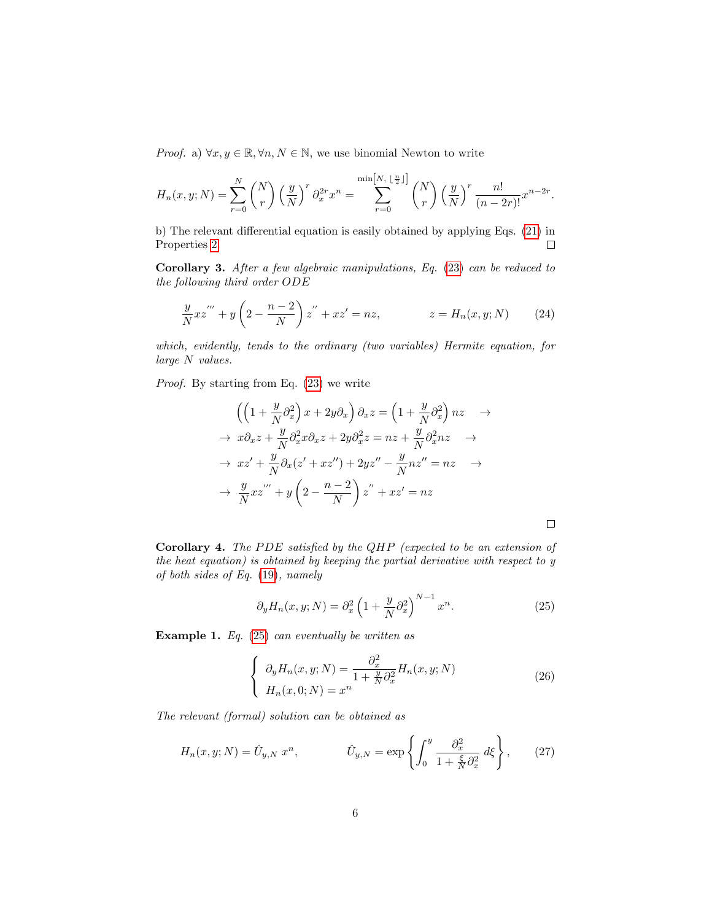*Proof.* a) $\forall x, y \in \mathbb{R}, \forall n, N \in \mathbb{N}$, we use binomial Newton to write

$$H_n(x,y;N) = \sum_{r=0}^{N} \binom{N}{r} \left(\frac{y}{N}\right)^r \partial_x^{2r} x^n = \sum_{r=0}^{\min\left[N, \lfloor \frac{n}{2} \rfloor\right]} \binom{N}{r} \left(\frac{y}{N}\right)^r \frac{n!}{(n-2r)!} x^{n-2r}.$$

b) The relevant differential equation is easily obtained by applying Eqs. (21) in Properties 2. □

**Corollary 3.** *After a few algebraic manipulations, Eq. (23) can be reduced to the following third order ODE*

$$\frac{y}{N} x z''' + y\left(2 - \frac{n-2}{N}\right) z'' + x z' = n z, \qquad z = H_n(x,y;N) \tag{24}$$

*which, evidently, tends to the ordinary (two variables) Hermite equation, for large N values.*

*Proof.* By starting from Eq. (23) we write

$$\begin{aligned}
&\left(\left(1 + \frac{y}{N}\partial_x^2\right) x + 2y\partial_x\right)\partial_x z = \left(1 + \frac{y}{N}\partial_x^2\right) n z \quad \to \\
\to\ & x\partial_x z + \frac{y}{N}\partial_x^2 x \partial_x z + 2y\partial_x^2 z = nz + \frac{y}{N}\partial_x^2 n z \quad \to \\
\to\ & x z' + \frac{y}{N}\partial_x(z' + x z'') + 2y z'' - \frac{y}{N} n z'' = nz \quad \to \\
\to\ & \frac{y}{N} x z''' + y\left(2 - \frac{n-2}{N}\right) z'' + x z' = nz
\end{aligned}$$

□

**Corollary 4.** *The PDE satisfied by the QHP (expected to be an extension of the heat equation) is obtained by keeping the partial derivative with respect to y of both sides of Eq. (19), namely*

$$\partial_y H_n(x,y;N) = \partial_x^2 \left(1 + \frac{y}{N}\partial_x^2\right)^{N-1} x^n. \tag{25}$$

**Example 1.** *Eq. (25) can eventually be written as*

$$\begin{cases} \partial_y H_n(x,y;N) = \dfrac{\partial_x^2}{1 + \frac{y}{N}\partial_x^2} H_n(x,y;N) \\ H_n(x,0;N) = x^n \end{cases} \tag{26}$$

*The relevant (formal) solution can be obtained as*

$$H_n(x,y;N) = \hat{U}_{y,N}\, x^n, \qquad \hat{U}_{y,N} = \exp\left\{ \int_0^y \frac{\partial_x^2}{1 + \frac{\xi}{N}\partial_x^2}\, d\xi \right\}, \tag{27}$$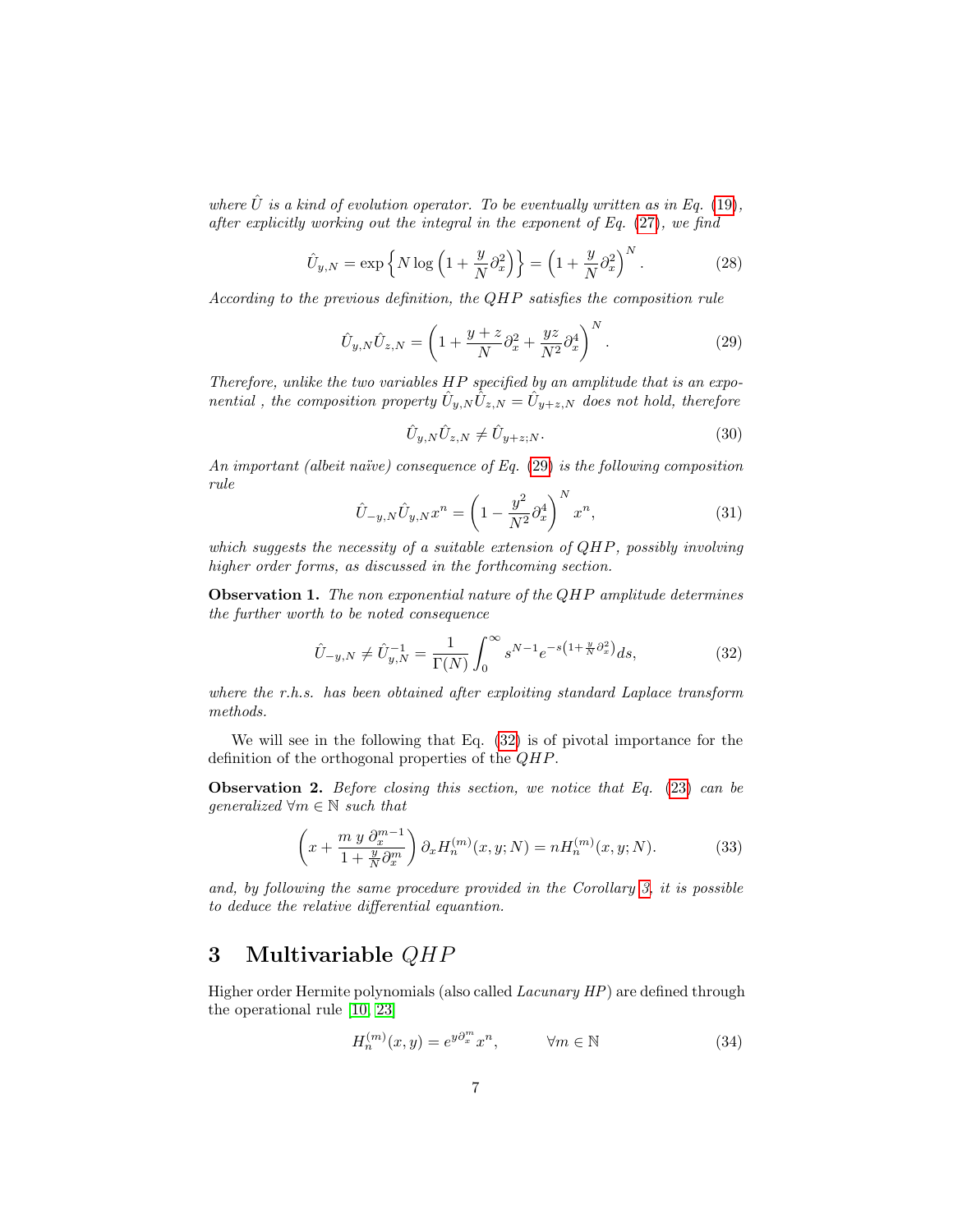*where $\hat{U}$ is a kind of evolution operator. To be eventually written as in Eq. (19), after explicitly working out the integral in the exponent of Eq. (27), we find*

$$\hat{U}_{y,N} = \exp\left\{N \log\left(1 + \frac{y}{N}\partial_x^2\right)\right\} = \left(1 + \frac{y}{N}\partial_x^2\right)^N. \tag{28}$$

*According to the previous definition, the $QHP$ satisfies the composition rule*

$$\hat{U}_{y,N}\hat{U}_{z,N} = \left(1 + \frac{y+z}{N}\partial_x^2 + \frac{yz}{N^2}\partial_x^4\right)^N. \tag{29}$$

*Therefore, unlike the two variables $HP$ specified by an amplitude that is an exponential , the composition property $\hat{U}_{y,N}\hat{U}_{z,N} = \hat{U}_{y+z,N}$ does not hold, therefore*

$$\hat{U}_{y,N}\hat{U}_{z,N} \neq \hat{U}_{y+z;N}. \tag{30}$$

*An important (albeit naïve) consequence of Eq. (29) is the following composition rule*

$$\hat{U}_{-y,N}\hat{U}_{y,N}x^n = \left(1 - \frac{y^2}{N^2}\partial_x^4\right)^N x^n, \tag{31}$$

*which suggests the necessity of a suitable extension of $QHP$, possibly involving higher order forms, as discussed in the forthcoming section.*

**Observation 1.** *The non exponential nature of the $QHP$ amplitude determines the further worth to be noted consequence*

$$\hat{U}_{-y,N} \neq \hat{U}_{y,N}^{-1} = \frac{1}{\Gamma(N)}\int_0^\infty s^{N-1}e^{-s\left(1+\frac{y}{N}\partial_x^2\right)}ds, \tag{32}$$

*where the r.h.s. has been obtained after exploiting standard Laplace transform methods.*

We will see in the following that Eq. (32) is of pivotal importance for the definition of the orthogonal properties of the $QHP$.

**Observation 2.** *Before closing this section, we notice that Eq. (23) can be generalized $\forall m \in \mathbb{N}$ such that*

$$\left(x + \frac{m\, y\, \partial_x^{m-1}}{1 + \frac{y}{N}\partial_x^m}\right)\partial_x H_n^{(m)}(x,y;N) = nH_n^{(m)}(x,y;N). \tag{33}$$

*and, by following the same procedure provided in the Corollary 3, it is possible to deduce the relative differential equantion.*

## 3 Multivariable $QHP$

Higher order Hermite polynomials (also called *Lacunary HP*) are defined through the operational rule [10, 23]

$$H_n^{(m)}(x,y) = e^{y\partial_x^m}x^n, \qquad \forall m \in \mathbb{N} \tag{34}$$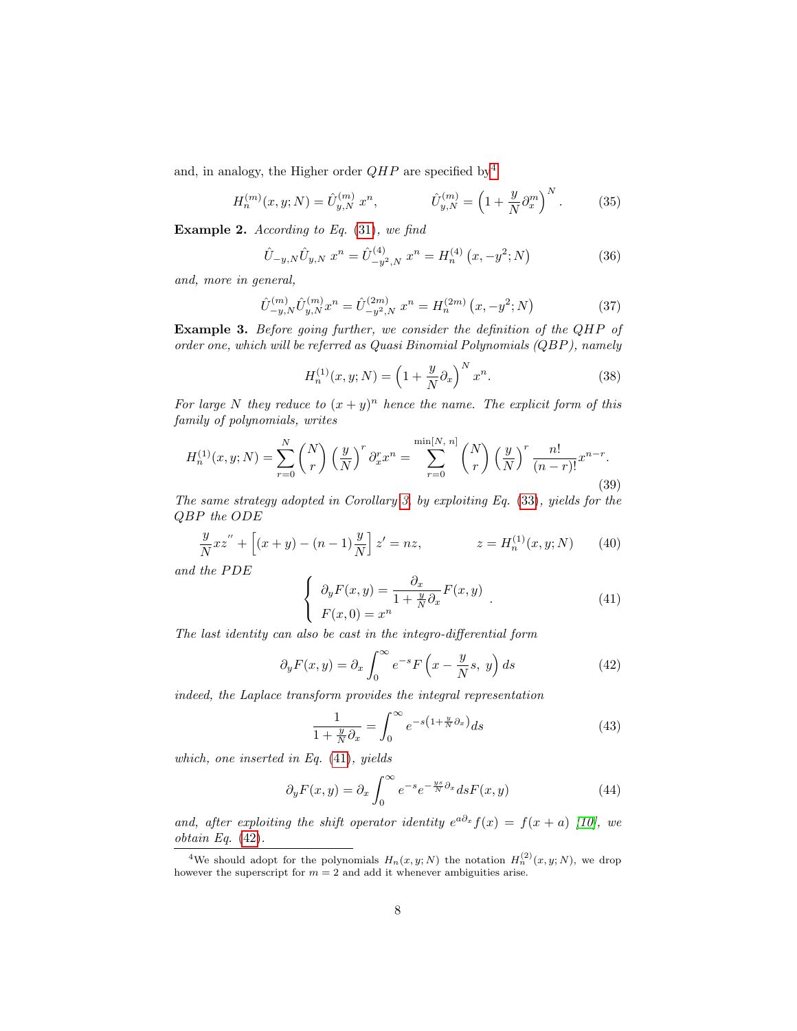and, in analogy, the Higher order $QHP$ are specified by[4]

$$
H_n^{(m)}(x,y;N) = \hat{U}_{y,N}^{(m)}\, x^n, \qquad\qquad \hat{U}_{y,N}^{(m)} = \left(1 + \frac{y}{N}\partial_x^m\right)^N. \tag{35}
$$

**Example 2.** *According to Eq.* (31), *we find*

$$
\hat{U}_{-y,N}\hat{U}_{y,N}\, x^n = \hat{U}_{-y^2,N}^{(4)}\, x^n = H_n^{(4)}\left(x,-y^2;N\right) \tag{36}
$$

*and, more in general,*

$$
\hat{U}_{-y,N}^{(m)}\hat{U}_{y,N}^{(m)} x^n = \hat{U}_{-y^2,N}^{(2m)}\, x^n = H_n^{(2m)}\left(x,-y^2;N\right) \tag{37}
$$

**Example 3.** *Before going further, we consider the definition of the QHP of order one, which will be referred as Quasi Binomial Polynomials (QBP), namely*

$$
H_n^{(1)}(x,y;N) = \left(1 + \frac{y}{N}\partial_x\right)^N x^n. \tag{38}
$$

*For large $N$ they reduce to $(x+y)^n$ hence the name. The explicit form of this family of polynomials, writes*

$$
H_n^{(1)}(x,y;N) = \sum_{r=0}^{N}\binom{N}{r}\left(\frac{y}{N}\right)^r \partial_x^r x^n = \sum_{r=0}^{\min[N,\,n]}\binom{N}{r}\left(\frac{y}{N}\right)^r \frac{n!}{(n-r)!}x^{n-r}. \tag{39}
$$

*The same strategy adopted in Corollary 3, by exploiting Eq.* (33), *yields for the QBP the ODE*

$$
\frac{y}{N}xz'' + \left[(x+y) - (n-1)\frac{y}{N}\right]z' = nz, \qquad\qquad z = H_n^{(1)}(x,y;N) \tag{40}
$$

*and the PDE*

$$
\begin{cases} \partial_y F(x,y) = \dfrac{\partial_x}{1 + \frac{y}{N}\partial_x}F(x,y) \\ F(x,0) = x^n \end{cases}. \tag{41}
$$

*The last identity can also be cast in the integro-differential form*

$$
\partial_y F(x,y) = \partial_x \int_0^\infty e^{-s} F\left(x - \frac{y}{N}s,\ y\right) ds \tag{42}
$$

*indeed, the Laplace transform provides the integral representation*

$$
\frac{1}{1 + \frac{y}{N}\partial_x} = \int_0^\infty e^{-s\left(1 + \frac{y}{N}\partial_x\right)} ds \tag{43}
$$

*which, one inserted in Eq.* (41), *yields*

$$
\partial_y F(x,y) = \partial_x \int_0^\infty e^{-s} e^{-\frac{ys}{N}\partial_x} ds F(x,y) \tag{44}
$$

*and, after exploiting the shift operator identity $e^{a\partial_x}f(x) = f(x+a)$ [10], we obtain Eq.* (42).

[4] We should adopt for the polynomials $H_n(x,y;N)$ the notation $H_n^{(2)}(x,y;N)$, we drop however the superscript for $m=2$ and add it whenever ambiguities arise.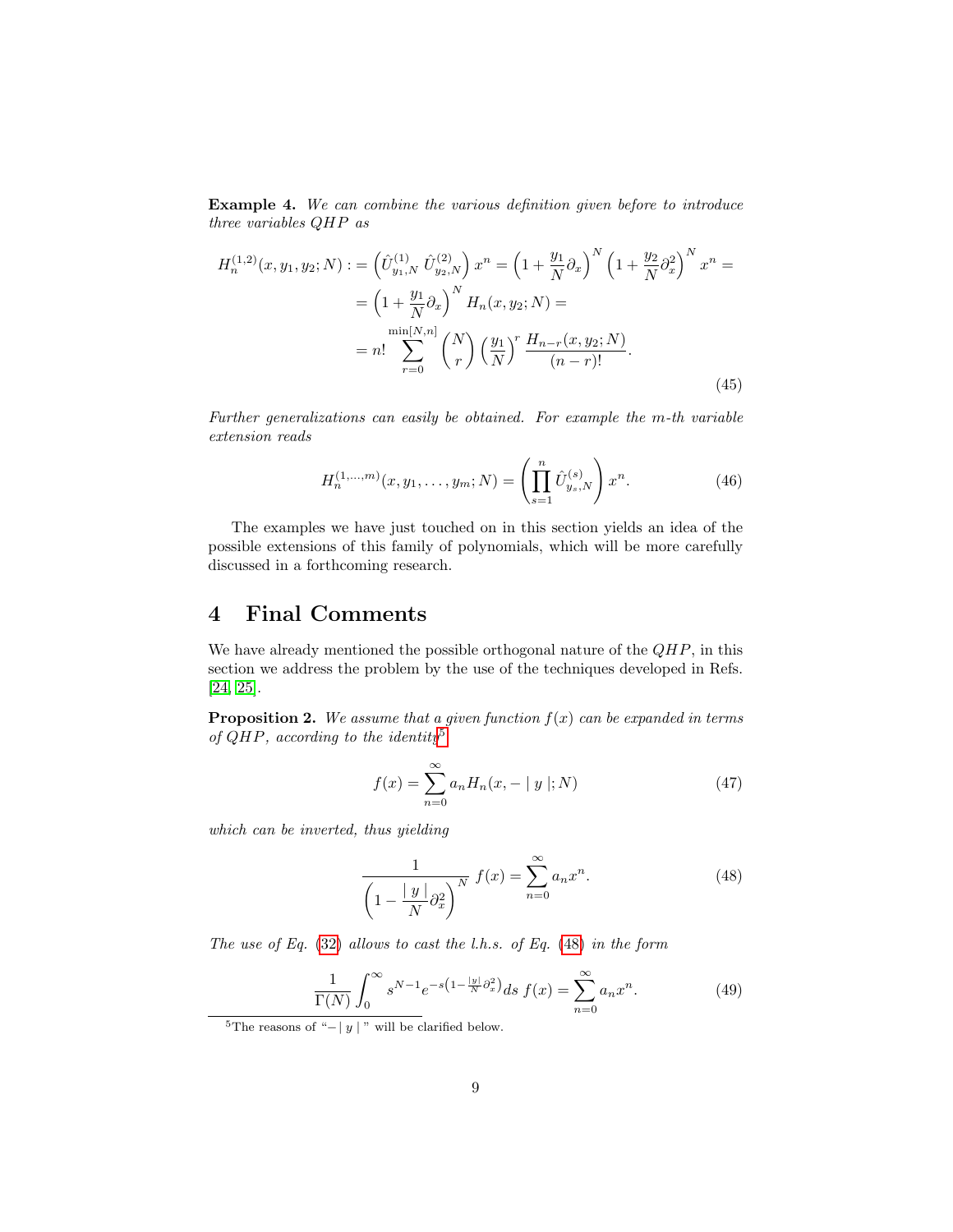**Example 4.** *We can combine the various definition given before to introduce three variables QHP as*

$$
\begin{aligned}
H_n^{(1,2)}(x, y_1, y_2; N) &:= \left(\hat{U}^{(1)}_{y_1,N}\,\hat{U}^{(2)}_{y_2,N}\right) x^n = \left(1 + \frac{y_1}{N}\partial_x\right)^N \left(1 + \frac{y_2}{N}\partial_x^2\right)^N x^n = \\
&= \left(1 + \frac{y_1}{N}\partial_x\right)^N H_n(x, y_2; N) = \\
&= n! \sum_{r=0}^{\min[N,n]} \binom{N}{r} \left(\frac{y_1}{N}\right)^r \frac{H_{n-r}(x, y_2; N)}{(n-r)!}.
\end{aligned}
\tag{45}
$$

*Further generalizations can easily be obtained. For example the m-th variable extension reads*

$$
H_n^{(1,\ldots,m)}(x, y_1, \ldots, y_m; N) = \left(\prod_{s=1}^{n} \hat{U}^{(s)}_{y_s,N}\right) x^n. \tag{46}
$$

The examples we have just touched on in this section yields an idea of the possible extensions of this family of polynomials, which will be more carefully discussed in a forthcoming research.

# 4 Final Comments

We have already mentioned the possible orthogonal nature of the $QHP$, in this section we address the problem by the use of the techniques developed in Refs. [24, 25].

**Proposition 2.** *We assume that a given function $f(x)$ can be expanded in terms of QHP, according to the identity*[5]

$$
f(x) = \sum_{n=0}^{\infty} a_n H_n(x, -\mid y \mid; N) \tag{47}
$$

*which can be inverted, thus yielding*

$$
\frac{1}{\left(1 - \frac{\mid y \mid}{N}\partial_x^2\right)^N}\, f(x) = \sum_{n=0}^{\infty} a_n x^n. \tag{48}
$$

*The use of Eq. (32) allows to cast the l.h.s. of Eq. (48) in the form*

$$
\frac{1}{\Gamma(N)} \int_0^{\infty} s^{N-1} e^{-s\left(1 - \frac{|y|}{N}\partial_x^2\right)} ds\, f(x) = \sum_{n=0}^{\infty} a_n x^n. \tag{49}
$$

[5] The reasons of "$-\mid y \mid$" will be clarified below.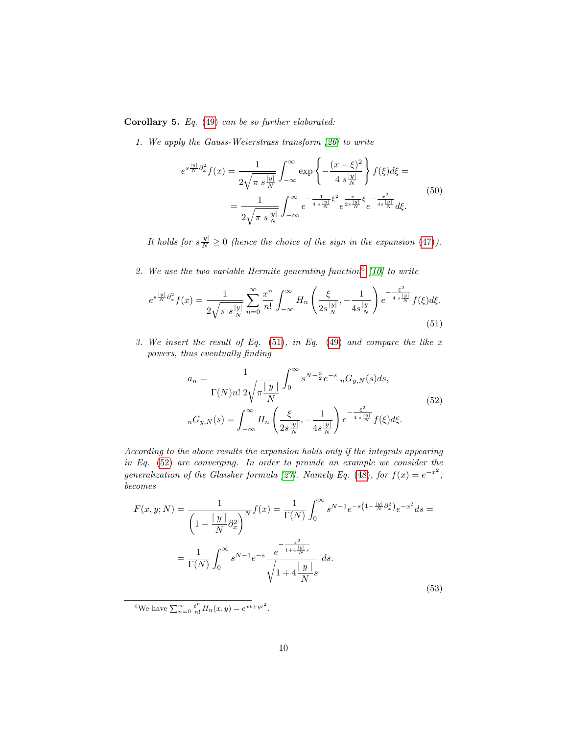**Corollary 5.** *Eq. (49) can be so further elaborated:*

1. *We apply the Gauss-Weierstrass transform [26] to write*

$$
\begin{aligned}
e^{s\frac{|y|}{N}\partial_x^2} f(x) &= \frac{1}{2\sqrt{\pi\ s\frac{|y|}{N}}}\int_{-\infty}^{\infty} \exp\left\{-\frac{(x-\xi)^2}{4\ s\frac{|y|}{N}}\right\} f(\xi)d\xi = \\
&= \frac{1}{2\sqrt{\pi\ s\frac{|y|}{N}}}\int_{-\infty}^{\infty} e^{-\frac{1}{4\ s\frac{|y|}{N}}\xi^2} e^{\frac{x}{2s\frac{|y|}{N}}\xi} e^{-\frac{x^2}{4s\frac{|y|}{N}}} d\xi.
\end{aligned}
\tag{50}
$$

   *It holds for $s\frac{|y|}{N} \geq 0$ (hence the choice of the sign in the expansion (47)).*

2. *We use the two variable Hermite generating function[6] [10] to write*

$$
e^{s\frac{|y|}{N}\partial_x^2} f(x) = \frac{1}{2\sqrt{\pi\ s\frac{|y|}{N}}}\sum_{n=0}^{\infty}\frac{x^n}{n!}\int_{-\infty}^{\infty} H_n\left(\frac{\xi}{2s\frac{|y|}{N}}, -\frac{1}{4s\frac{|y|}{N}}\right) e^{-\frac{\xi^2}{4\ s\frac{|y|}{N}}} f(\xi)d\xi.
\tag{51}
$$

3. *We insert the result of Eq. (51), in Eq. (49) and compare the like $x$ powers, thus eventually finding*

$$
\begin{aligned}
a_n &= \frac{1}{\Gamma(N) n!\ 2\sqrt{\pi\frac{|\ y\ |}{N}}}\int_0^{\infty} s^{N-\frac{3}{2}} e^{-s}\ {}_nG_{y,N}(s)ds, \\
{}_nG_{y,N}(s) &= \int_{-\infty}^{\infty} H_n\left(\frac{\xi}{2s\frac{|y|}{N}}, -\frac{1}{4s\frac{|y|}{N}}\right) e^{-\frac{\xi^2}{4\ s\frac{|y|}{N}}} f(\xi)d\xi.
\end{aligned}
\tag{52}
$$

*According to the above results the expansion holds only if the integrals appearing in Eq. (52) are converging. In order to provide an example we consider the generalization of the Glaisher formula [27]. Namely Eq. (48), for $f(x) = e^{-x^2}$, becomes*

$$
\begin{aligned}
F(x,y;N) &= \frac{1}{\left(1-\frac{|\ y\ |}{N}\partial_x^2\right)^N} f(x) = \frac{1}{\Gamma(N)}\int_0^{\infty} s^{N-1} e^{-s\left(1-\frac{|y|}{N}\partial_x^2\right)} e^{-x^2} ds = \\
&= \frac{1}{\Gamma(N)}\int_0^{\infty} s^{N-1} e^{-s}\frac{e^{-\frac{x^2}{1+4\frac{|y|}{N}s}}}{\sqrt{1+4\frac{|\ y\ |}{N}s}}\ ds.
\end{aligned}
\tag{53}
$$

[6] We have $\sum_{n=0}^{\infty}\frac{t^n}{n!}H_n(x,y) = e^{xt+yt^2}$.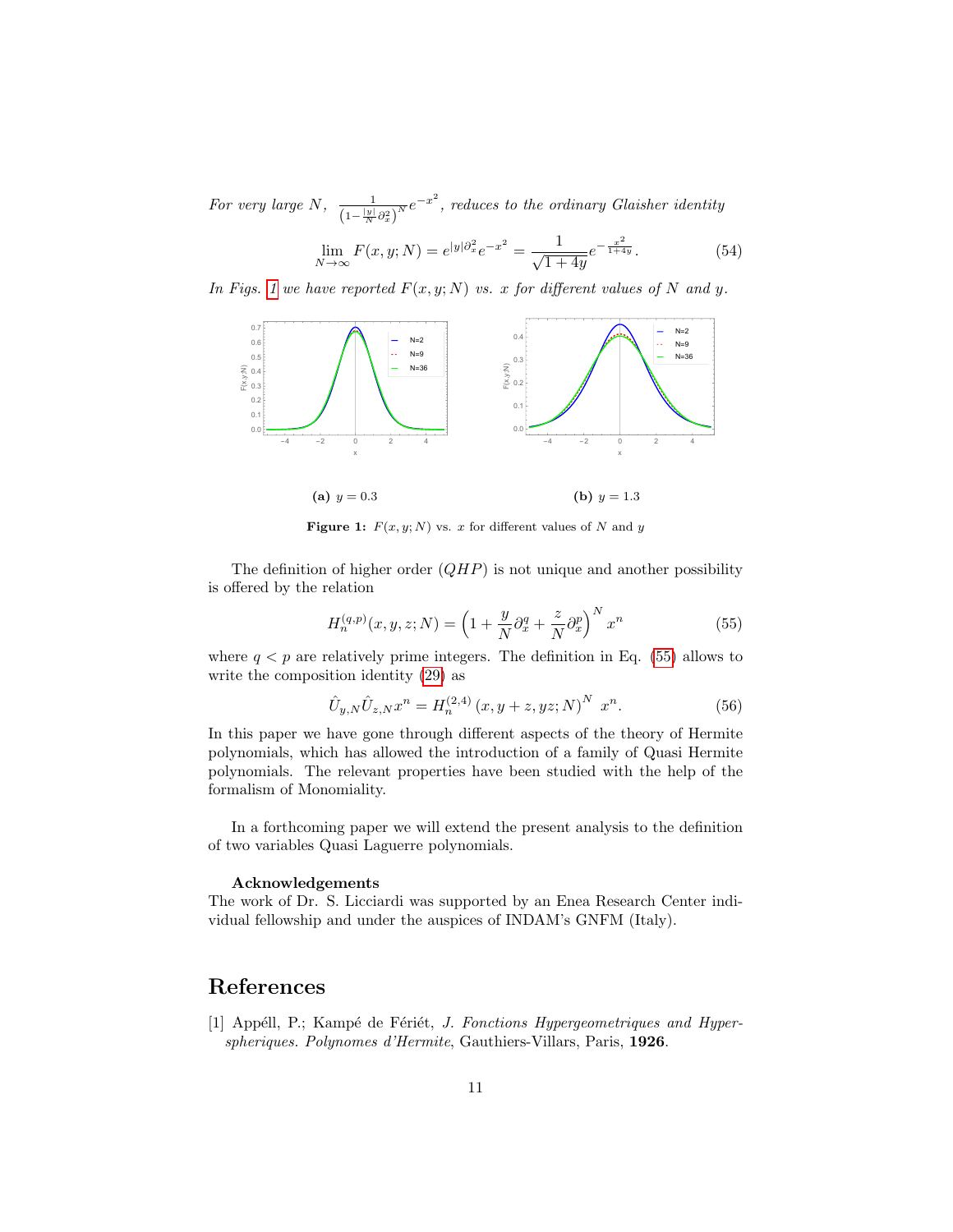*For very large $N$, $\frac{1}{\left(1-\frac{|y|}{N}\partial_x^2\right)^N} e^{-x^2}$, reduces to the ordinary Glaisher identity*

$$\lim_{N\to\infty} F(x,y;N) = e^{|y|\partial_x^2} e^{-x^2} = \frac{1}{\sqrt{1+4y}} e^{-\frac{x^2}{1+4y}}. \tag{54}$$

*In Figs. 1 we have reported $F(x,y;N)$ vs. $x$ for different values of $N$ and $y$.*

**(a)** $y = 0.3$

**(b)** $y = 1.3$

**Figure 1:** $F(x,y;N)$ vs. $x$ for different values of $N$ and $y$

The definition of higher order $(QHP)$ is not unique and another possibility is offered by the relation

$$H_n^{(q,p)}(x,y,z;N) = \left(1 + \frac{y}{N}\partial_x^q + \frac{z}{N}\partial_x^p\right)^N x^n \tag{55}$$

where $q < p$ are relatively prime integers. The definition in Eq. (55) allows to write the composition identity (29) as

$$\hat{U}_{y,N}\hat{U}_{z,N} x^n = H_n^{(2,4)}\left(x, y+z, yz; N\right)^N \; x^n. \tag{56}$$

In this paper we have gone through different aspects of the theory of Hermite polynomials, which has allowed the introduction of a family of Quasi Hermite polynomials. The relevant properties have been studied with the help of the formalism of Monomiality.

In a forthcoming paper we will extend the present analysis to the definition of two variables Quasi Laguerre polynomials.

**Acknowledgements**

The work of Dr. S. Licciardi was supported by an Enea Research Center individual fellowship and under the auspices of INDAM's GNFM (Italy).

# References

[1] Appéll, P.; Kampé de Fériét, *J. Fonctions Hypergeometriques and Hyperspheriques. Polynomes d'Hermite*, Gauthiers-Villars, Paris, **1926**.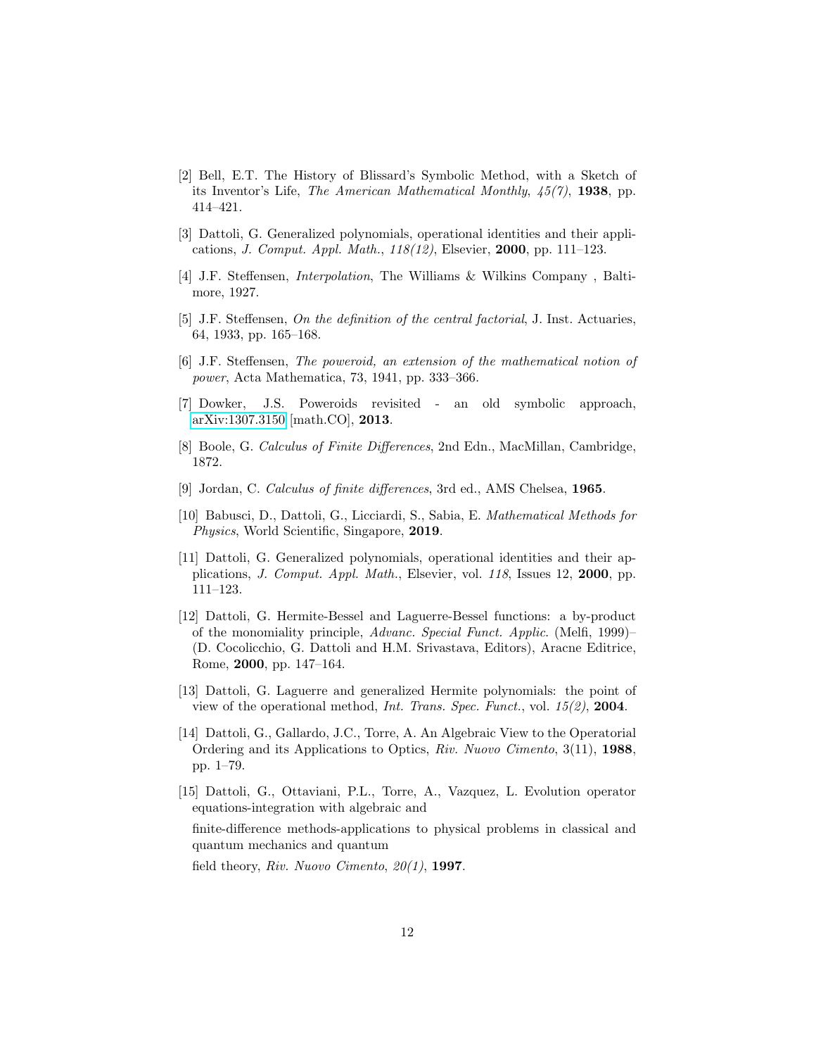[2] Bell, E.T. The History of Blissard's Symbolic Method, with a Sketch of its Inventor's Life, *The American Mathematical Monthly*, *45(7)*, **1938**, pp. 414–421.

[3] Dattoli, G. Generalized polynomials, operational identities and their applications, *J. Comput. Appl. Math.*, *118(12)*, Elsevier, **2000**, pp. 111–123.

[4] J.F. Steffensen, *Interpolation*, The Williams & Wilkins Company , Baltimore, 1927.

[5] J.F. Steffensen, *On the definition of the central factorial*, J. Inst. Actuaries, 64, 1933, pp. 165–168.

[6] J.F. Steffensen, *The poweroid, an extension of the mathematical notion of power*, Acta Mathematica, 73, 1941, pp. 333–366.

[7] Dowker, J.S. Poweroids revisited - an old symbolic approach, arXiv:1307.3150 [math.CO], **2013**.

[8] Boole, G. *Calculus of Finite Differences*, 2nd Edn., MacMillan, Cambridge, 1872.

[9] Jordan, C. *Calculus of finite differences*, 3rd ed., AMS Chelsea, **1965**.

[10] Babusci, D., Dattoli, G., Licciardi, S., Sabia, E. *Mathematical Methods for Physics*, World Scientific, Singapore, **2019**.

[11] Dattoli, G. Generalized polynomials, operational identities and their applications, *J. Comput. Appl. Math.*, Elsevier, vol. *118*, Issues 12, **2000**, pp. 111–123.

[12] Dattoli, G. Hermite-Bessel and Laguerre-Bessel functions: a by-product of the monomiality principle, *Advanc. Special Funct. Applic.* (Melfi, 1999)– (D. Cocolicchio, G. Dattoli and H.M. Srivastava, Editors), Aracne Editrice, Rome, **2000**, pp. 147–164.

[13] Dattoli, G. Laguerre and generalized Hermite polynomials: the point of view of the operational method, *Int. Trans. Spec. Funct.*, vol. *15(2)*, **2004**.

[14] Dattoli, G., Gallardo, J.C., Torre, A. An Algebraic View to the Operatorial Ordering and its Applications to Optics, *Riv. Nuovo Cimento*, 3(11), **1988**, pp. 1–79.

[15] Dattoli, G., Ottaviani, P.L., Torre, A., Vazquez, L. Evolution operator equations-integration with algebraic and

finite-difference methods-applications to physical problems in classical and quantum mechanics and quantum

field theory, *Riv. Nuovo Cimento*, *20(1)*, **1997**.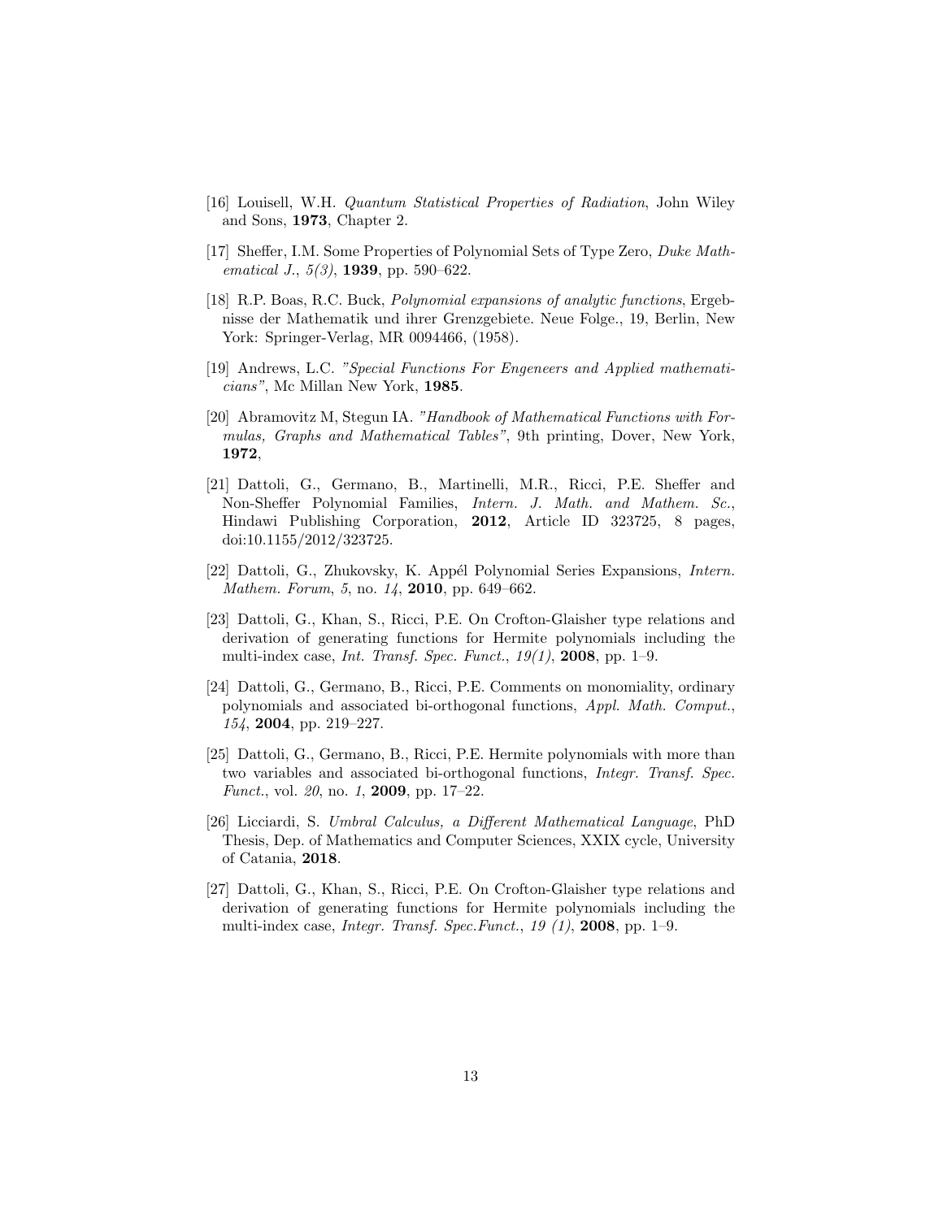[16] Louisell, W.H. *Quantum Statistical Properties of Radiation*, John Wiley and Sons, **1973**, Chapter 2.

[17] Sheffer, I.M. Some Properties of Polynomial Sets of Type Zero, *Duke Mathematical J.*, *5(3)*, **1939**, pp. 590–622.

[18] R.P. Boas, R.C. Buck, *Polynomial expansions of analytic functions*, Ergebnisse der Mathematik und ihrer Grenzgebiete. Neue Folge., 19, Berlin, New York: Springer-Verlag, MR 0094466, (1958).

[19] Andrews, L.C. *"Special Functions For Engeneers and Applied mathematicians"*, Mc Millan New York, **1985**.

[20] Abramovitz M, Stegun IA. *"Handbook of Mathematical Functions with Formulas, Graphs and Mathematical Tables"*, 9th printing, Dover, New York, **1972**,

[21] Dattoli, G., Germano, B., Martinelli, M.R., Ricci, P.E. Sheffer and Non-Sheffer Polynomial Families, *Intern. J. Math. and Mathem. Sc.*, Hindawi Publishing Corporation, **2012**, Article ID 323725, 8 pages, doi:10.1155/2012/323725.

[22] Dattoli, G., Zhukovsky, K. Appél Polynomial Series Expansions, *Intern. Mathem. Forum*, *5*, no. *14*, **2010**, pp. 649–662.

[23] Dattoli, G., Khan, S., Ricci, P.E. On Crofton-Glaisher type relations and derivation of generating functions for Hermite polynomials including the multi-index case, *Int. Transf. Spec. Funct.*, *19(1)*, **2008**, pp. 1–9.

[24] Dattoli, G., Germano, B., Ricci, P.E. Comments on monomiality, ordinary polynomials and associated bi-orthogonal functions, *Appl. Math. Comput.*, *154*, **2004**, pp. 219–227.

[25] Dattoli, G., Germano, B., Ricci, P.E. Hermite polynomials with more than two variables and associated bi-orthogonal functions, *Integr. Transf. Spec. Funct.*, vol. *20*, no. *1*, **2009**, pp. 17–22.

[26] Licciardi, S. *Umbral Calculus, a Different Mathematical Language*, PhD Thesis, Dep. of Mathematics and Computer Sciences, XXIX cycle, University of Catania, **2018**.

[27] Dattoli, G., Khan, S., Ricci, P.E. On Crofton-Glaisher type relations and derivation of generating functions for Hermite polynomials including the multi-index case, *Integr. Transf. Spec.Funct.*, *19 (1)*, **2008**, pp. 1–9.